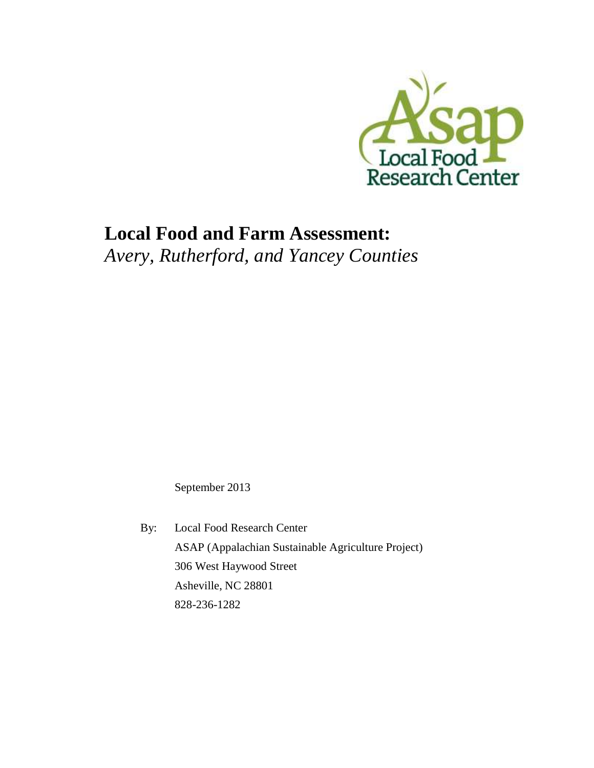# Local Food and Farm Assessment:
*Avery, Rutherford, and Yancey Counties*

September 2013

By: Local Food Research Center
ASAP (Appalachian Sustainable Agriculture Project)
306 West Haywood Street
Asheville, NC 28801
828-236-1282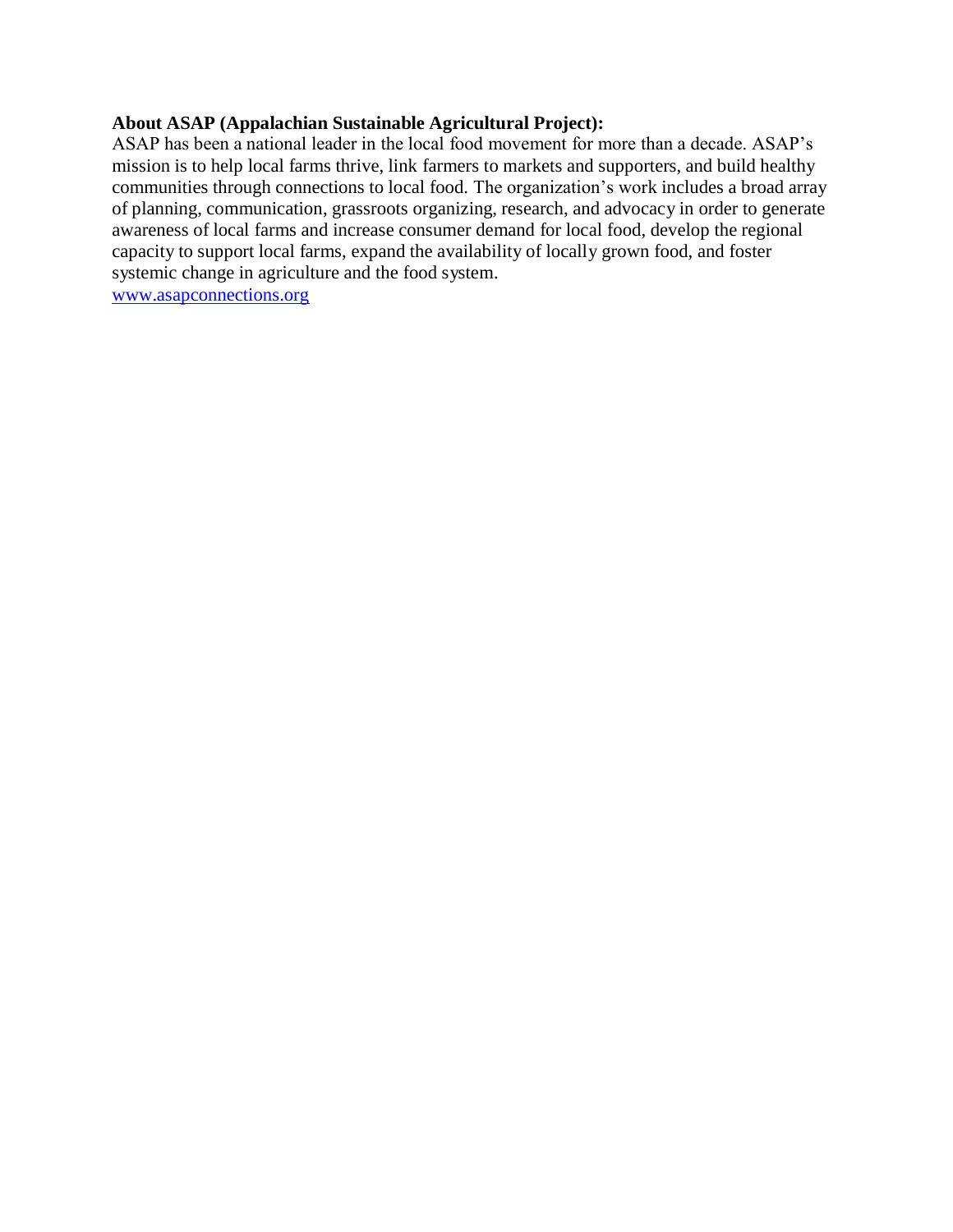**About ASAP (Appalachian Sustainable Agricultural Project):**

ASAP has been a national leader in the local food movement for more than a decade. ASAP's mission is to help local farms thrive, link farmers to markets and supporters, and build healthy communities through connections to local food. The organization's work includes a broad array of planning, communication, grassroots organizing, research, and advocacy in order to generate awareness of local farms and increase consumer demand for local food, develop the regional capacity to support local farms, expand the availability of locally grown food, and foster systemic change in agriculture and the food system.

[www.asapconnections.org](http://www.asapconnections.org)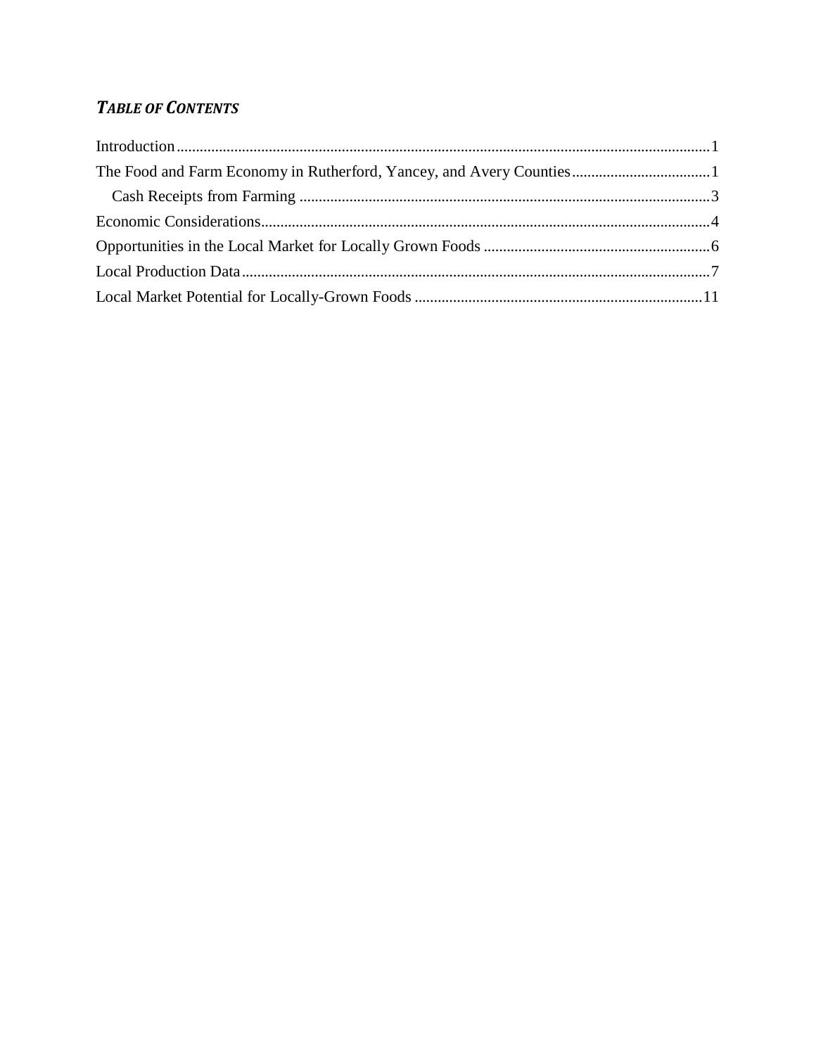# *Table of Contents*

Introduction .......... 1

The Food and Farm Economy in Rutherford, Yancey, and Avery Counties .......... 1

- Cash Receipts from Farming .......... 3

Economic Considerations .......... 4

Opportunities in the Local Market for Locally Grown Foods .......... 6

Local Production Data .......... 7

Local Market Potential for Locally-Grown Foods .......... 11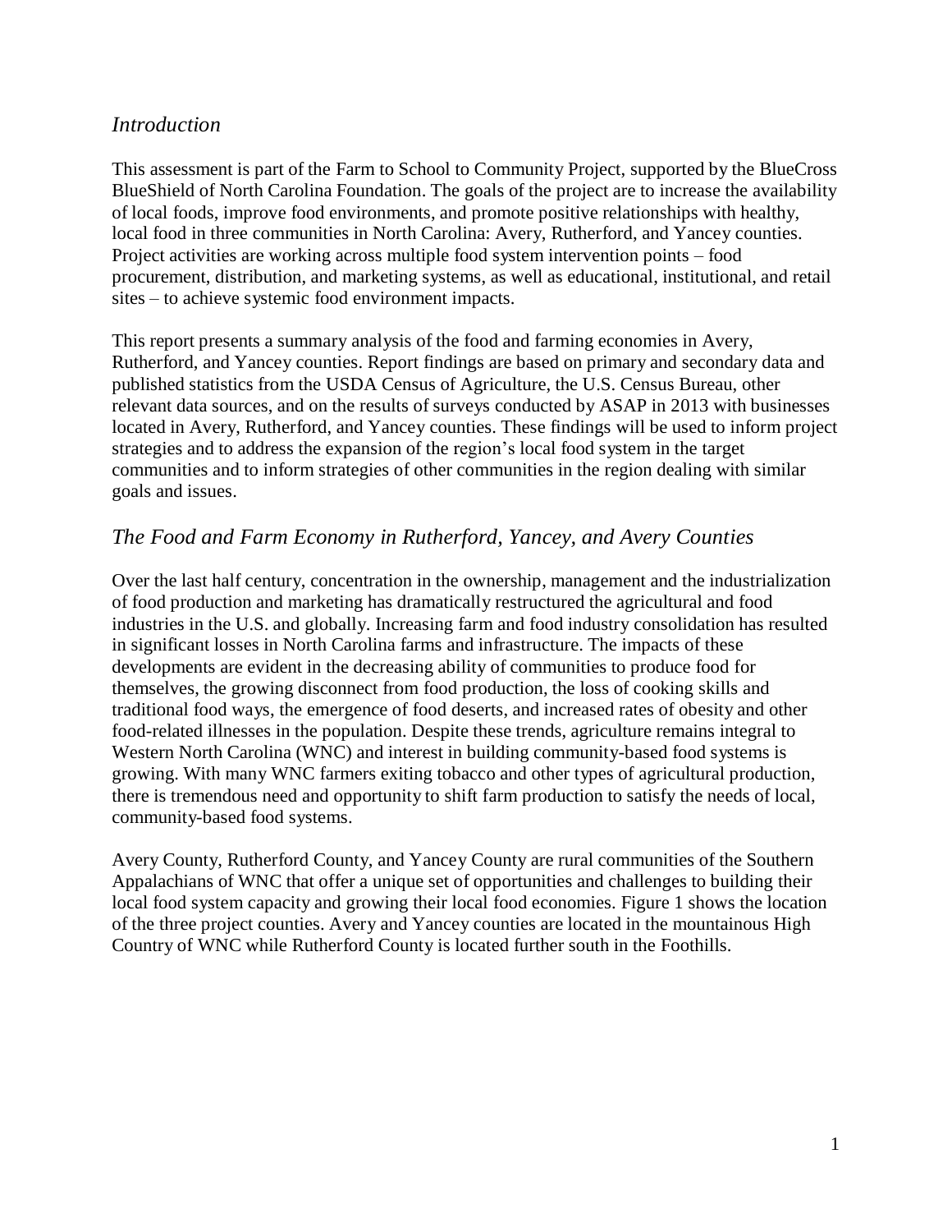## *Introduction*

This assessment is part of the Farm to School to Community Project, supported by the BlueCross BlueShield of North Carolina Foundation. The goals of the project are to increase the availability of local foods, improve food environments, and promote positive relationships with healthy, local food in three communities in North Carolina: Avery, Rutherford, and Yancey counties. Project activities are working across multiple food system intervention points – food procurement, distribution, and marketing systems, as well as educational, institutional, and retail sites – to achieve systemic food environment impacts.

This report presents a summary analysis of the food and farming economies in Avery, Rutherford, and Yancey counties. Report findings are based on primary and secondary data and published statistics from the USDA Census of Agriculture, the U.S. Census Bureau, other relevant data sources, and on the results of surveys conducted by ASAP in 2013 with businesses located in Avery, Rutherford, and Yancey counties. These findings will be used to inform project strategies and to address the expansion of the region's local food system in the target communities and to inform strategies of other communities in the region dealing with similar goals and issues.

## *The Food and Farm Economy in Rutherford, Yancey, and Avery Counties*

Over the last half century, concentration in the ownership, management and the industrialization of food production and marketing has dramatically restructured the agricultural and food industries in the U.S. and globally. Increasing farm and food industry consolidation has resulted in significant losses in North Carolina farms and infrastructure. The impacts of these developments are evident in the decreasing ability of communities to produce food for themselves, the growing disconnect from food production, the loss of cooking skills and traditional food ways, the emergence of food deserts, and increased rates of obesity and other food-related illnesses in the population. Despite these trends, agriculture remains integral to Western North Carolina (WNC) and interest in building community-based food systems is growing. With many WNC farmers exiting tobacco and other types of agricultural production, there is tremendous need and opportunity to shift farm production to satisfy the needs of local, community-based food systems.

Avery County, Rutherford County, and Yancey County are rural communities of the Southern Appalachians of WNC that offer a unique set of opportunities and challenges to building their local food system capacity and growing their local food economies. Figure 1 shows the location of the three project counties. Avery and Yancey counties are located in the mountainous High Country of WNC while Rutherford County is located further south in the Foothills.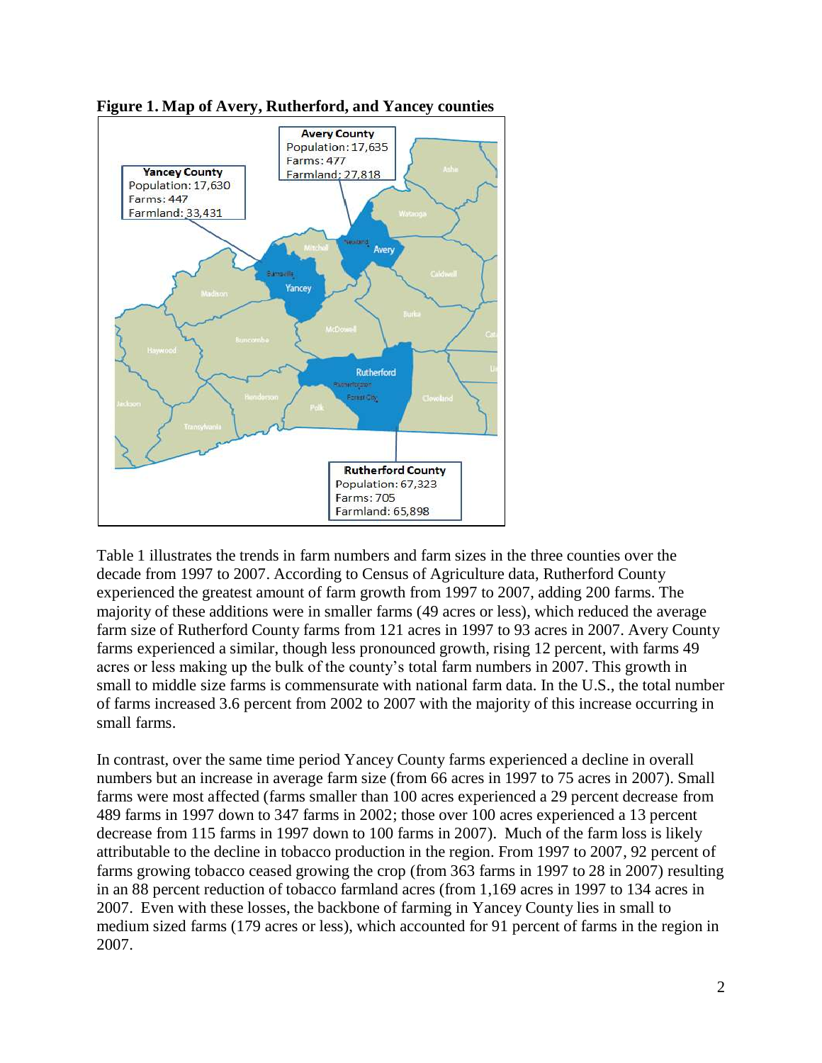**Figure 1. Map of Avery, Rutherford, and Yancey counties**

Avery County
Population: 17,635
Farms: 477
Farmland: 27,818

Yancey County
Population: 17,630
Farms: 447
Farmland: 33,431

Rutherford County
Population: 67,323
Farms: 705
Farmland: 65,898

Table 1 illustrates the trends in farm numbers and farm sizes in the three counties over the decade from 1997 to 2007. According to Census of Agriculture data, Rutherford County experienced the greatest amount of farm growth from 1997 to 2007, adding 200 farms. The majority of these additions were in smaller farms (49 acres or less), which reduced the average farm size of Rutherford County farms from 121 acres in 1997 to 93 acres in 2007. Avery County farms experienced a similar, though less pronounced growth, rising 12 percent, with farms 49 acres or less making up the bulk of the county's total farm numbers in 2007. This growth in small to middle size farms is commensurate with national farm data. In the U.S., the total number of farms increased 3.6 percent from 2002 to 2007 with the majority of this increase occurring in small farms.

In contrast, over the same time period Yancey County farms experienced a decline in overall numbers but an increase in average farm size (from 66 acres in 1997 to 75 acres in 2007). Small farms were most affected (farms smaller than 100 acres experienced a 29 percent decrease from 489 farms in 1997 down to 347 farms in 2002; those over 100 acres experienced a 13 percent decrease from 115 farms in 1997 down to 100 farms in 2007). Much of the farm loss is likely attributable to the decline in tobacco production in the region. From 1997 to 2007, 92 percent of farms growing tobacco ceased growing the crop (from 363 farms in 1997 to 28 in 2007) resulting in an 88 percent reduction of tobacco farmland acres (from 1,169 acres in 1997 to 134 acres in 2007. Even with these losses, the backbone of farming in Yancey County lies in small to medium sized farms (179 acres or less), which accounted for 91 percent of farms in the region in 2007.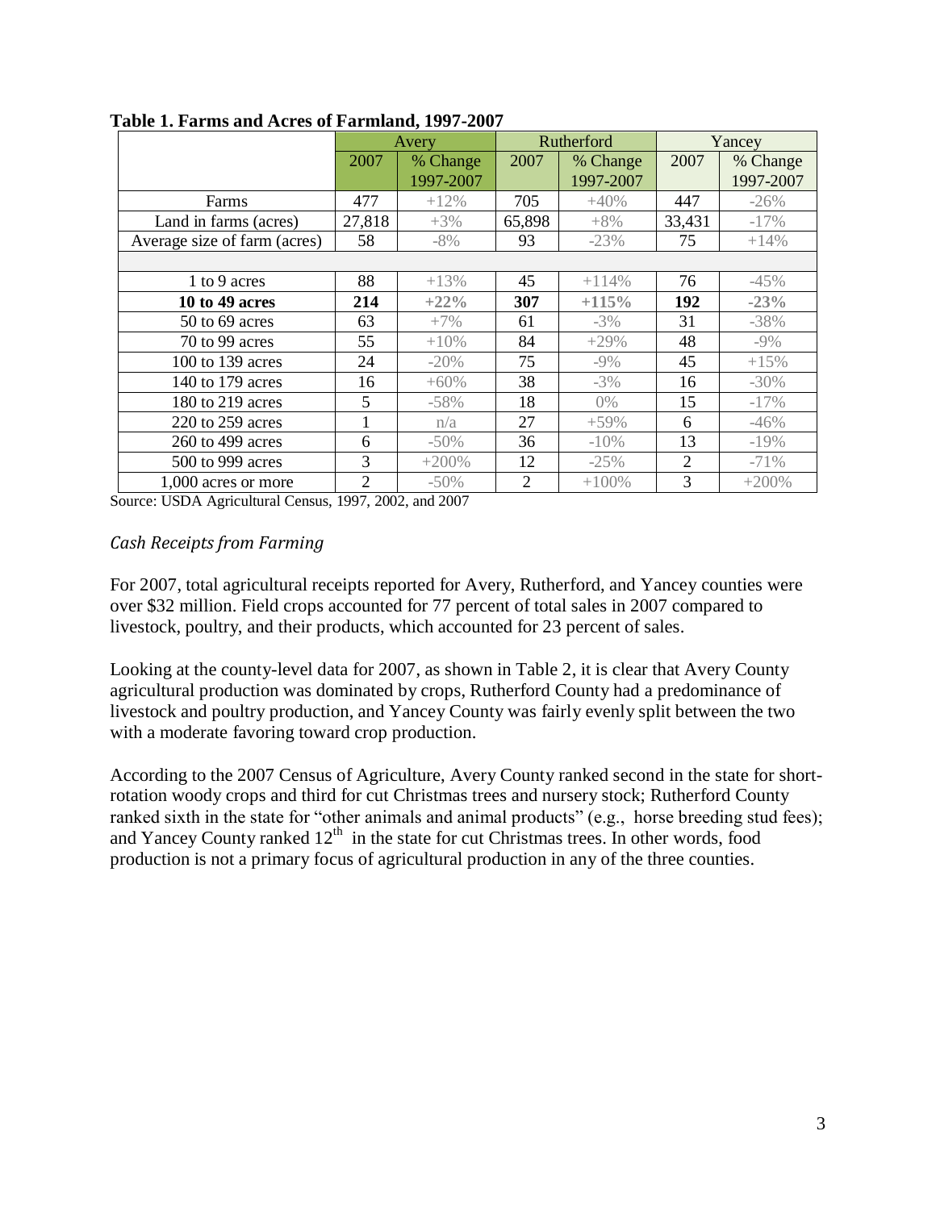**Table 1. Farms and Acres of Farmland, 1997-2007**

| | Avery | | Rutherford | | Yancey | |
|---|---|---|---|---|---|---|
| | 2007 | % Change 1997-2007 | 2007 | % Change 1997-2007 | 2007 | % Change 1997-2007 |
| Farms | 477 | +12% | 705 | +40% | 447 | -26% |
| Land in farms (acres) | 27,818 | +3% | 65,898 | +8% | 33,431 | -17% |
| Average size of farm (acres) | 58 | -8% | 93 | -23% | 75 | +14% |
| | | | | | | |
| 1 to 9 acres | 88 | +13% | 45 | +114% | 76 | -45% |
| **10 to 49 acres** | **214** | **+22%** | **307** | **+115%** | **192** | **-23%** |
| 50 to 69 acres | 63 | +7% | 61 | -3% | 31 | -38% |
| 70 to 99 acres | 55 | +10% | 84 | +29% | 48 | -9% |
| 100 to 139 acres | 24 | -20% | 75 | -9% | 45 | +15% |
| 140 to 179 acres | 16 | +60% | 38 | -3% | 16 | -30% |
| 180 to 219 acres | 5 | -58% | 18 | 0% | 15 | -17% |
| 220 to 259 acres | 1 | n/a | 27 | +59% | 6 | -46% |
| 260 to 499 acres | 6 | -50% | 36 | -10% | 13 | -19% |
| 500 to 999 acres | 3 | +200% | 12 | -25% | 2 | -71% |
| 1,000 acres or more | 2 | -50% | 2 | +100% | 3 | +200% |

Source: USDA Agricultural Census, 1997, 2002, and 2007

### *Cash Receipts from Farming*

For 2007, total agricultural receipts reported for Avery, Rutherford, and Yancey counties were over $32 million. Field crops accounted for 77 percent of total sales in 2007 compared to livestock, poultry, and their products, which accounted for 23 percent of sales.

Looking at the county-level data for 2007, as shown in Table 2, it is clear that Avery County agricultural production was dominated by crops, Rutherford County had a predominance of livestock and poultry production, and Yancey County was fairly evenly split between the two with a moderate favoring toward crop production.

According to the 2007 Census of Agriculture, Avery County ranked second in the state for short-rotation woody crops and third for cut Christmas trees and nursery stock; Rutherford County ranked sixth in the state for "other animals and animal products" (e.g., horse breeding stud fees); and Yancey County ranked 12th in the state for cut Christmas trees. In other words, food production is not a primary focus of agricultural production in any of the three counties.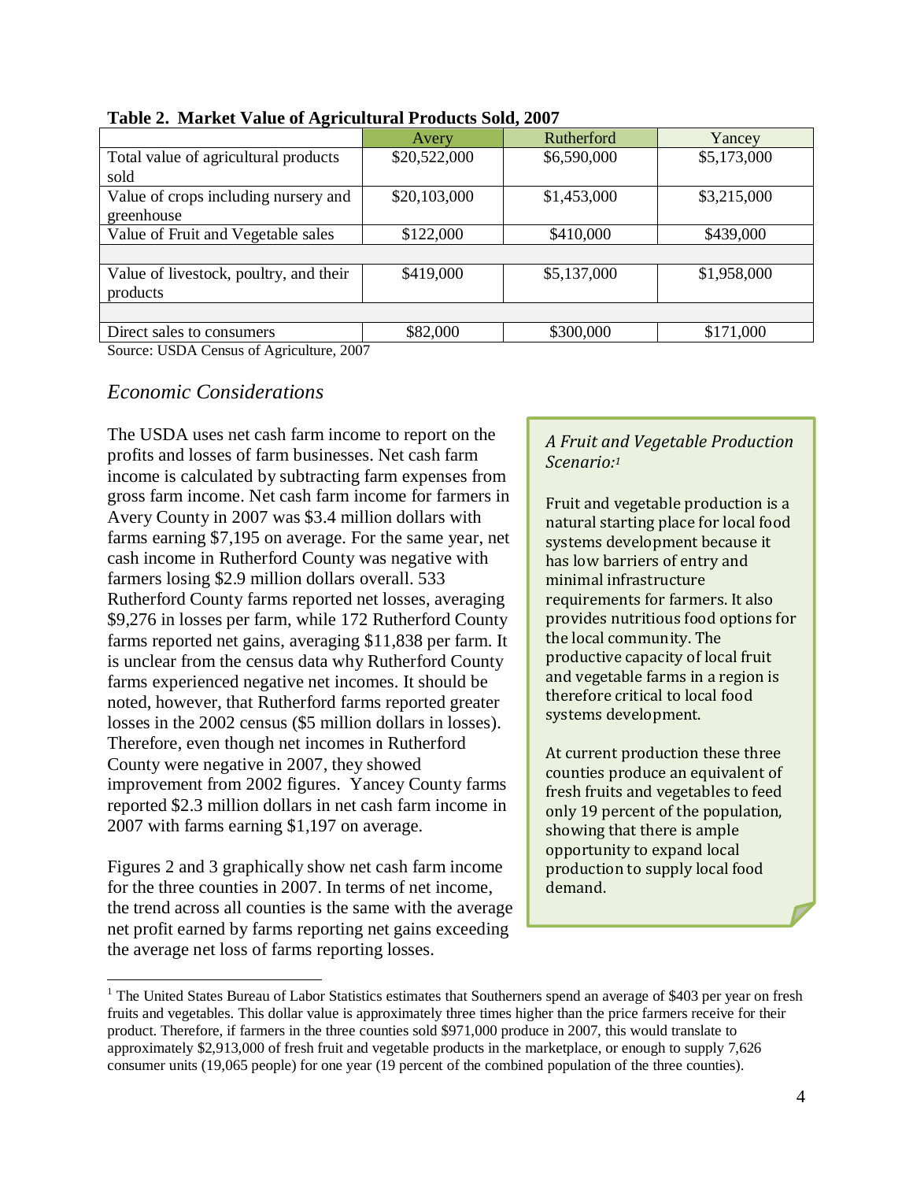**Table 2. Market Value of Agricultural Products Sold, 2007**

| | Avery | Rutherford | Yancey |
|---|---|---|---|
| Total value of agricultural products sold | $20,522,000 | $6,590,000 | $5,173,000 |
| Value of crops including nursery and greenhouse | $20,103,000 | $1,453,000 | $3,215,000 |
| Value of Fruit and Vegetable sales | $122,000 | $410,000 | $439,000 |
| | | | |
| Value of livestock, poultry, and their products | $419,000 | $5,137,000 | $1,958,000 |
| | | | |
| Direct sales to consumers | $82,000 | $300,000 | $171,000 |

Source: USDA Census of Agriculture, 2007

## *Economic Considerations*

The USDA uses net cash farm income to report on the profits and losses of farm businesses. Net cash farm income is calculated by subtracting farm expenses from gross farm income. Net cash farm income for farmers in Avery County in 2007 was $3.4 million dollars with farms earning $7,195 on average. For the same year, net cash income in Rutherford County was negative with farmers losing $2.9 million dollars overall. 533 Rutherford County farms reported net losses, averaging $9,276 in losses per farm, while 172 Rutherford County farms reported net gains, averaging $11,838 per farm. It is unclear from the census data why Rutherford County farms experienced negative net incomes. It should be noted, however, that Rutherford farms reported greater losses in the 2002 census ($5 million dollars in losses). Therefore, even though net incomes in Rutherford County were negative in 2007, they showed improvement from 2002 figures. Yancey County farms reported $2.3 million dollars in net cash farm income in 2007 with farms earning $1,197 on average.

Figures 2 and 3 graphically show net cash farm income for the three counties in 2007. In terms of net income, the trend across all counties is the same with the average net profit earned by farms reporting net gains exceeding the average net loss of farms reporting losses.

> *A Fruit and Vegetable Production Scenario:*[1]
>
> Fruit and vegetable production is a natural starting place for local food systems development because it has low barriers of entry and minimal infrastructure requirements for farmers. It also provides nutritious food options for the local community. The productive capacity of local fruit and vegetable farms in a region is therefore critical to local food systems development.
>
> At current production these three counties produce an equivalent of fresh fruits and vegetables to feed only 19 percent of the population, showing that there is ample opportunity to expand local production to supply local food demand.

[1] The United States Bureau of Labor Statistics estimates that Southerners spend an average of $403 per year on fresh fruits and vegetables. This dollar value is approximately three times higher than the price farmers receive for their product. Therefore, if farmers in the three counties sold $971,000 produce in 2007, this would translate to approximately $2,913,000 of fresh fruit and vegetable products in the marketplace, or enough to supply 7,626 consumer units (19,065 people) for one year (19 percent of the combined population of the three counties).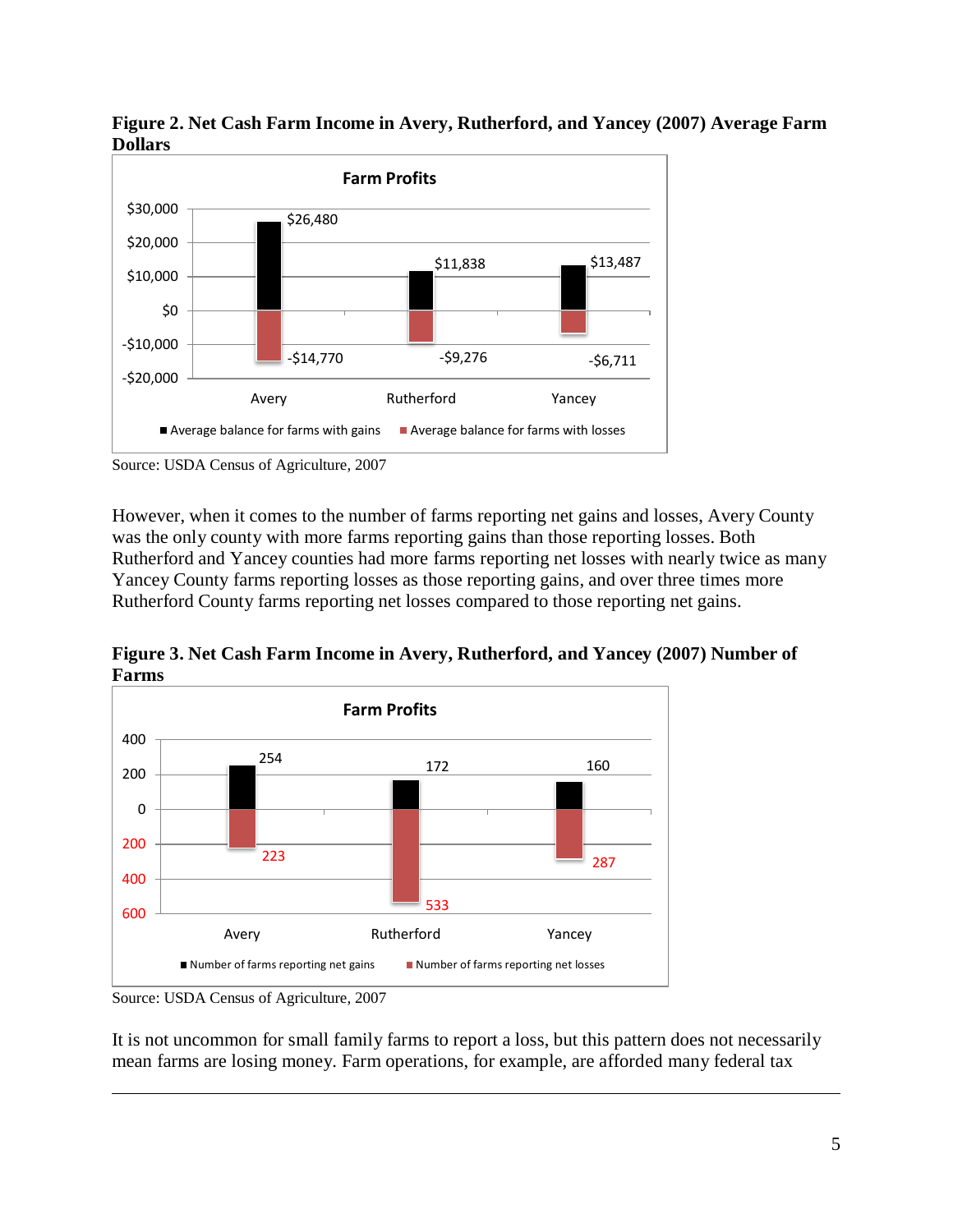**Figure 2. Net Cash Farm Income in Avery, Rutherford, and Yancey (2007) Average Farm Dollars**

**Farm Profits**

| | Average balance for farms with gains | Average balance for farms with losses |
|---|---|---|
| Avery | $26,480 | -$14,770 |
| Rutherford | $11,838 | -$9,276 |
| Yancey | $13,487 | -$6,711 |

Source: USDA Census of Agriculture, 2007

However, when it comes to the number of farms reporting net gains and losses, Avery County was the only county with more farms reporting gains than those reporting losses. Both Rutherford and Yancey counties had more farms reporting net losses with nearly twice as many Yancey County farms reporting losses as those reporting gains, and over three times more Rutherford County farms reporting net losses compared to those reporting net gains.

**Figure 3. Net Cash Farm Income in Avery, Rutherford, and Yancey (2007) Number of Farms**

**Farm Profits**

| | Number of farms reporting net gains | Number of farms reporting net losses |
|---|---|---|
| Avery | 254 | 223 |
| Rutherford | 172 | 533 |
| Yancey | 160 | 287 |

Source: USDA Census of Agriculture, 2007

It is not uncommon for small family farms to report a loss, but this pattern does not necessarily mean farms are losing money. Farm operations, for example, are afforded many federal tax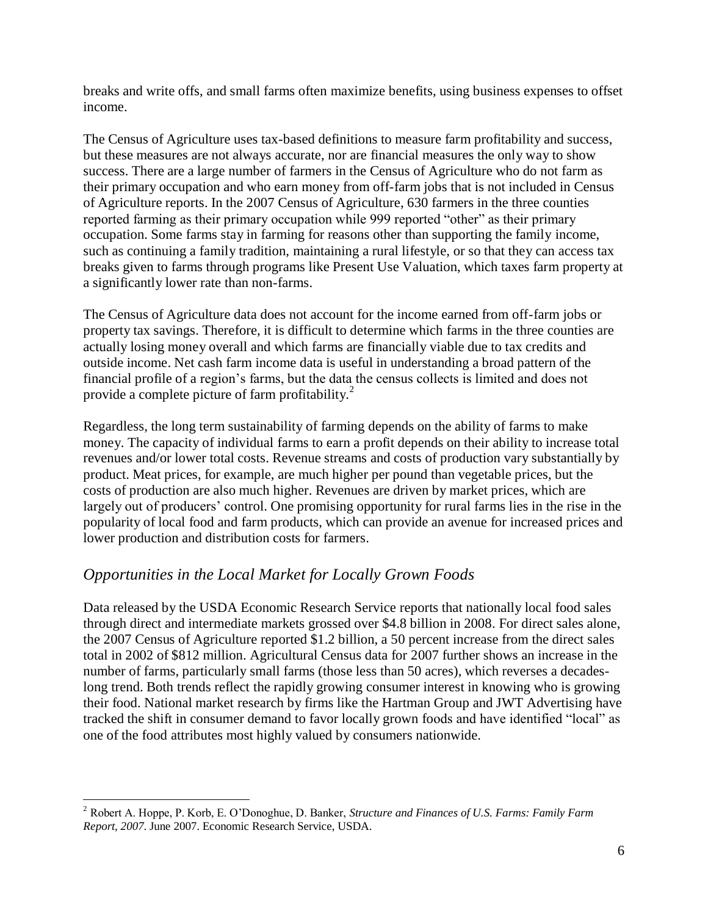breaks and write offs, and small farms often maximize benefits, using business expenses to offset income.

The Census of Agriculture uses tax-based definitions to measure farm profitability and success, but these measures are not always accurate, nor are financial measures the only way to show success. There are a large number of farmers in the Census of Agriculture who do not farm as their primary occupation and who earn money from off-farm jobs that is not included in Census of Agriculture reports. In the 2007 Census of Agriculture, 630 farmers in the three counties reported farming as their primary occupation while 999 reported "other" as their primary occupation. Some farms stay in farming for reasons other than supporting the family income, such as continuing a family tradition, maintaining a rural lifestyle, or so that they can access tax breaks given to farms through programs like Present Use Valuation, which taxes farm property at a significantly lower rate than non-farms.

The Census of Agriculture data does not account for the income earned from off-farm jobs or property tax savings. Therefore, it is difficult to determine which farms in the three counties are actually losing money overall and which farms are financially viable due to tax credits and outside income. Net cash farm income data is useful in understanding a broad pattern of the financial profile of a region's farms, but the data the census collects is limited and does not provide a complete picture of farm profitability.[2]

Regardless, the long term sustainability of farming depends on the ability of farms to make money. The capacity of individual farms to earn a profit depends on their ability to increase total revenues and/or lower total costs. Revenue streams and costs of production vary substantially by product. Meat prices, for example, are much higher per pound than vegetable prices, but the costs of production are also much higher. Revenues are driven by market prices, which are largely out of producers' control. One promising opportunity for rural farms lies in the rise in the popularity of local food and farm products, which can provide an avenue for increased prices and lower production and distribution costs for farmers.

## *Opportunities in the Local Market for Locally Grown Foods*

Data released by the USDA Economic Research Service reports that nationally local food sales through direct and intermediate markets grossed over $4.8 billion in 2008. For direct sales alone, the 2007 Census of Agriculture reported $1.2 billion, a 50 percent increase from the direct sales total in 2002 of $812 million. Agricultural Census data for 2007 further shows an increase in the number of farms, particularly small farms (those less than 50 acres), which reverses a decades-long trend. Both trends reflect the rapidly growing consumer interest in knowing who is growing their food. National market research by firms like the Hartman Group and JWT Advertising have tracked the shift in consumer demand to favor locally grown foods and have identified "local" as one of the food attributes most highly valued by consumers nationwide.

---

[2] Robert A. Hoppe, P. Korb, E. O'Donoghue, D. Banker, *Structure and Finances of U.S. Farms: Family Farm Report, 2007*. June 2007. Economic Research Service, USDA.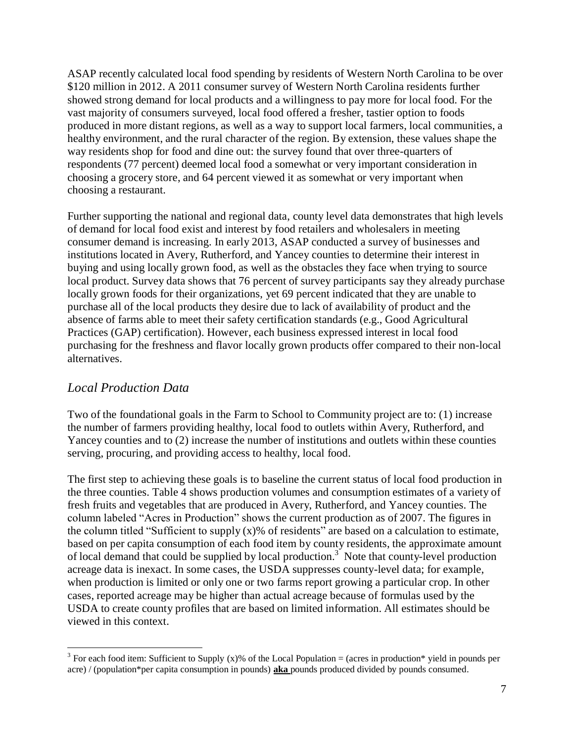ASAP recently calculated local food spending by residents of Western North Carolina to be over \$120 million in 2012. A 2011 consumer survey of Western North Carolina residents further showed strong demand for local products and a willingness to pay more for local food. For the vast majority of consumers surveyed, local food offered a fresher, tastier option to foods produced in more distant regions, as well as a way to support local farmers, local communities, a healthy environment, and the rural character of the region. By extension, these values shape the way residents shop for food and dine out: the survey found that over three-quarters of respondents (77 percent) deemed local food a somewhat or very important consideration in choosing a grocery store, and 64 percent viewed it as somewhat or very important when choosing a restaurant.

Further supporting the national and regional data, county level data demonstrates that high levels of demand for local food exist and interest by food retailers and wholesalers in meeting consumer demand is increasing. In early 2013, ASAP conducted a survey of businesses and institutions located in Avery, Rutherford, and Yancey counties to determine their interest in buying and using locally grown food, as well as the obstacles they face when trying to source local product. Survey data shows that 76 percent of survey participants say they already purchase locally grown foods for their organizations, yet 69 percent indicated that they are unable to purchase all of the local products they desire due to lack of availability of product and the absence of farms able to meet their safety certification standards (e.g., Good Agricultural Practices (GAP) certification). However, each business expressed interest in local food purchasing for the freshness and flavor locally grown products offer compared to their non-local alternatives.

## *Local Production Data*

Two of the foundational goals in the Farm to School to Community project are to: (1) increase the number of farmers providing healthy, local food to outlets within Avery, Rutherford, and Yancey counties and to (2) increase the number of institutions and outlets within these counties serving, procuring, and providing access to healthy, local food.

The first step to achieving these goals is to baseline the current status of local food production in the three counties. Table 4 shows production volumes and consumption estimates of a variety of fresh fruits and vegetables that are produced in Avery, Rutherford, and Yancey counties. The column labeled "Acres in Production" shows the current production as of 2007. The figures in the column titled "Sufficient to supply (x)% of residents" are based on a calculation to estimate, based on per capita consumption of each food item by county residents, the approximate amount of local demand that could be supplied by local production.[3] Note that county-level production acreage data is inexact. In some cases, the USDA suppresses county-level data; for example, when production is limited or only one or two farms report growing a particular crop. In other cases, reported acreage may be higher than actual acreage because of formulas used by the USDA to create county profiles that are based on limited information. All estimates should be viewed in this context.

[3] For each food item: Sufficient to Supply (x)% of the Local Population = (acres in production* yield in pounds per acre) / (population*per capita consumption in pounds) **aka** pounds produced divided by pounds consumed.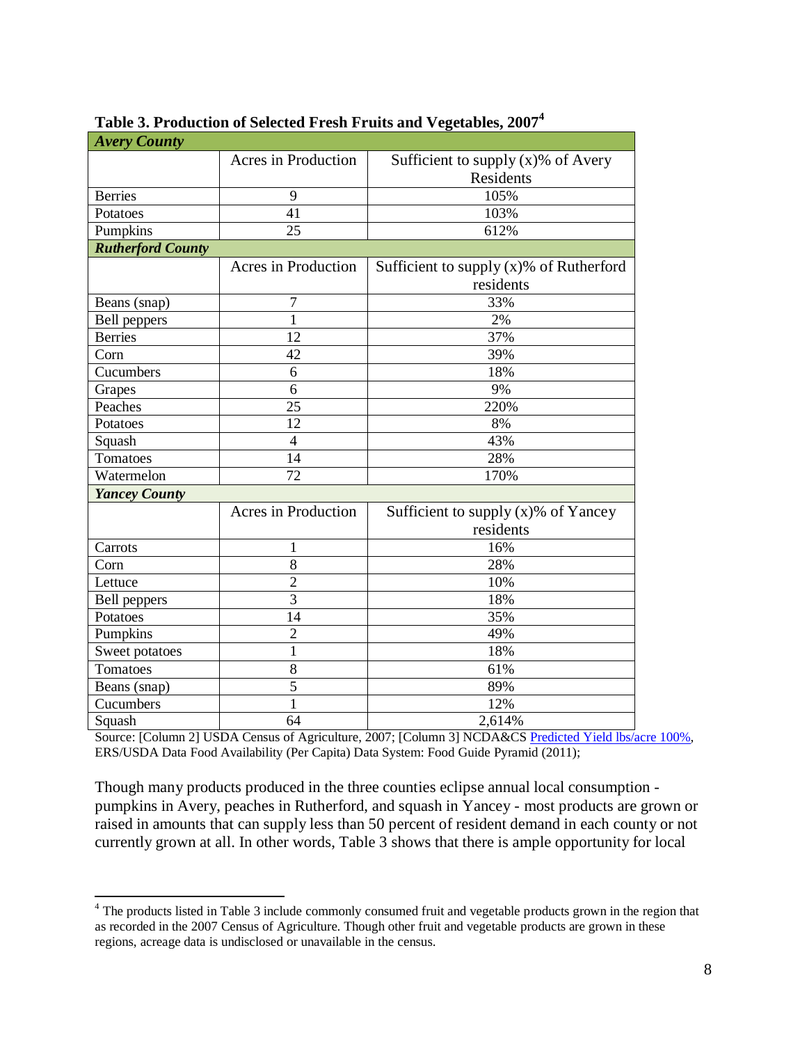**Table 3. Production of Selected Fresh Fruits and Vegetables, 2007**[4]

| *Avery County* | | |
|---|---|---|
| | Acres in Production | Sufficient to supply (x)% of Avery Residents |
| Berries | 9 | 105% |
| Potatoes | 41 | 103% |
| Pumpkins | 25 | 612% |
| ***Rutherford County*** | | |
| | Acres in Production | Sufficient to supply (x)% of Rutherford residents |
| Beans (snap) | 7 | 33% |
| Bell peppers | 1 | 2% |
| Berries | 12 | 37% |
| Corn | 42 | 39% |
| Cucumbers | 6 | 18% |
| Grapes | 6 | 9% |
| Peaches | 25 | 220% |
| Potatoes | 12 | 8% |
| Squash | 4 | 43% |
| Tomatoes | 14 | 28% |
| Watermelon | 72 | 170% |
| ***Yancey County*** | | |
| | Acres in Production | Sufficient to supply (x)% of Yancey residents |
| Carrots | 1 | 16% |
| Corn | 8 | 28% |
| Lettuce | 2 | 10% |
| Bell peppers | 3 | 18% |
| Potatoes | 14 | 35% |
| Pumpkins | 2 | 49% |
| Sweet potatoes | 1 | 18% |
| Tomatoes | 8 | 61% |
| Beans (snap) | 5 | 89% |
| Cucumbers | 1 | 12% |
| Squash | 64 | 2,614% |

Source: [Column 2] USDA Census of Agriculture, 2007; [Column 3] NCDA&CS Predicted Yield lbs/acre 100%, ERS/USDA Data Food Availability (Per Capita) Data System: Food Guide Pyramid (2011);

Though many products produced in the three counties eclipse annual local consumption - pumpkins in Avery, peaches in Rutherford, and squash in Yancey - most products are grown or raised in amounts that can supply less than 50 percent of resident demand in each county or not currently grown at all. In other words, Table 3 shows that there is ample opportunity for local

---

[4] The products listed in Table 3 include commonly consumed fruit and vegetable products grown in the region that as recorded in the 2007 Census of Agriculture. Though other fruit and vegetable products are grown in these regions, acreage data is undisclosed or unavailable in the census.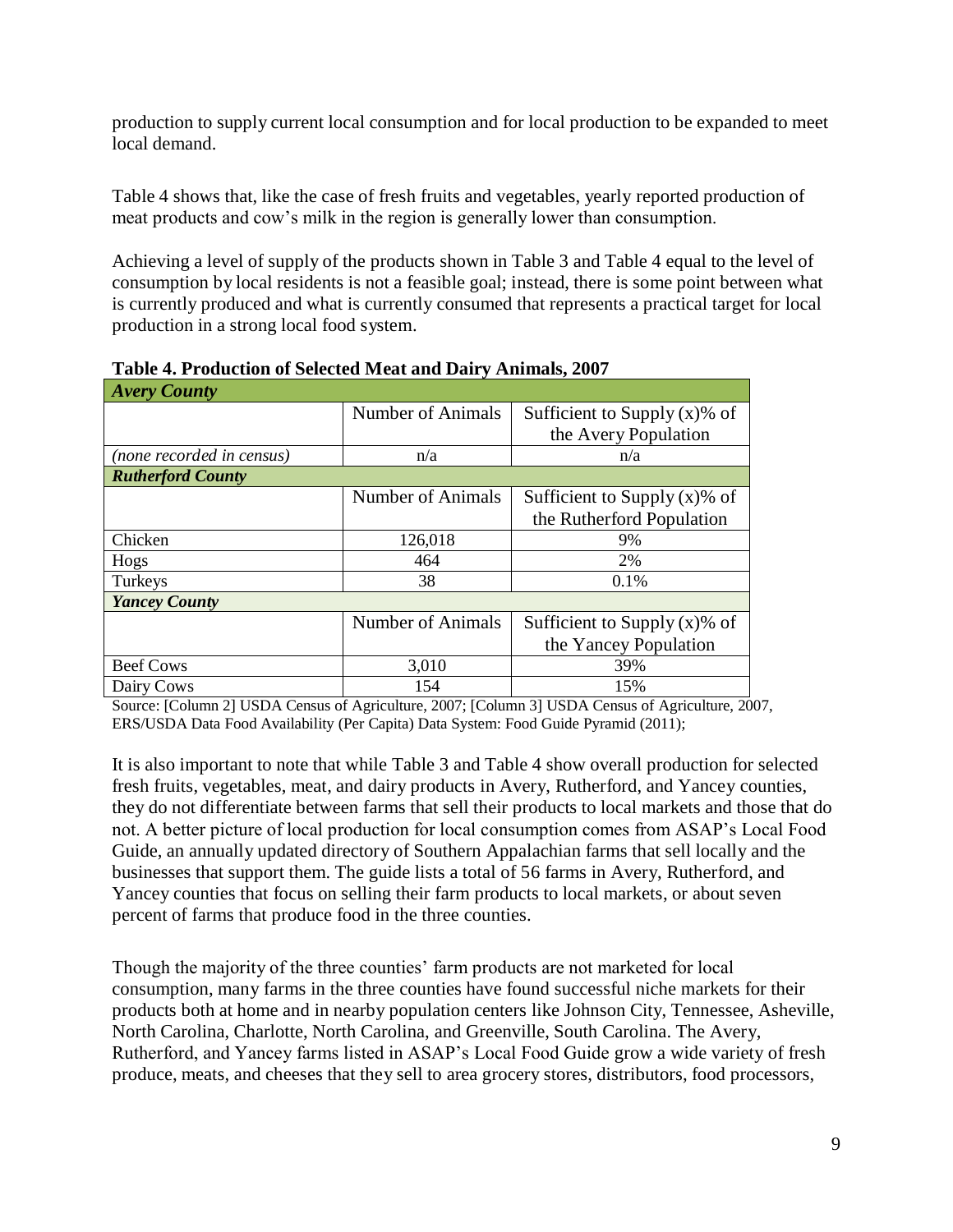production to supply current local consumption and for local production to be expanded to meet local demand.

Table 4 shows that, like the case of fresh fruits and vegetables, yearly reported production of meat products and cow's milk in the region is generally lower than consumption.

Achieving a level of supply of the products shown in Table 3 and Table 4 equal to the level of consumption by local residents is not a feasible goal; instead, there is some point between what is currently produced and what is currently consumed that represents a practical target for local production in a strong local food system.

**Table 4. Production of Selected Meat and Dairy Animals, 2007**

| ***Avery County*** | | |
|---|---|---|
| | Number of Animals | Sufficient to Supply (x)% of the Avery Population |
| *(none recorded in census)* | n/a | n/a |
| ***Rutherford County*** | | |
| | Number of Animals | Sufficient to Supply (x)% of the Rutherford Population |
| Chicken | 126,018 | 9% |
| Hogs | 464 | 2% |
| Turkeys | 38 | 0.1% |
| ***Yancey County*** | | |
| | Number of Animals | Sufficient to Supply (x)% of the Yancey Population |
| Beef Cows | 3,010 | 39% |
| Dairy Cows | 154 | 15% |

Source: [Column 2] USDA Census of Agriculture, 2007; [Column 3] USDA Census of Agriculture, 2007, ERS/USDA Data Food Availability (Per Capita) Data System: Food Guide Pyramid (2011);

It is also important to note that while Table 3 and Table 4 show overall production for selected fresh fruits, vegetables, meat, and dairy products in Avery, Rutherford, and Yancey counties, they do not differentiate between farms that sell their products to local markets and those that do not. A better picture of local production for local consumption comes from ASAP's Local Food Guide, an annually updated directory of Southern Appalachian farms that sell locally and the businesses that support them. The guide lists a total of 56 farms in Avery, Rutherford, and Yancey counties that focus on selling their farm products to local markets, or about seven percent of farms that produce food in the three counties.

Though the majority of the three counties' farm products are not marketed for local consumption, many farms in the three counties have found successful niche markets for their products both at home and in nearby population centers like Johnson City, Tennessee, Asheville, North Carolina, Charlotte, North Carolina, and Greenville, South Carolina. The Avery, Rutherford, and Yancey farms listed in ASAP's Local Food Guide grow a wide variety of fresh produce, meats, and cheeses that they sell to area grocery stores, distributors, food processors,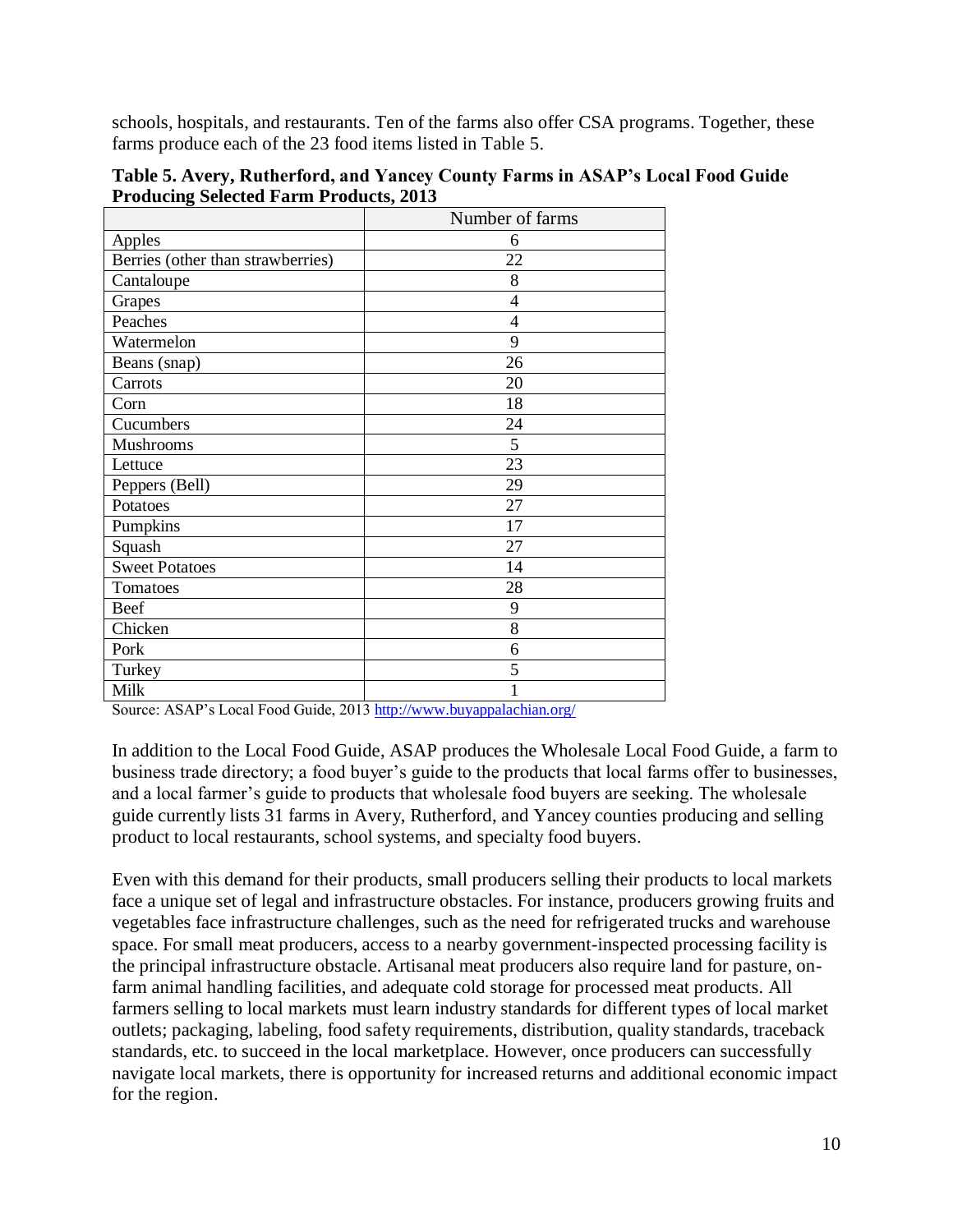schools, hospitals, and restaurants. Ten of the farms also offer CSA programs. Together, these farms produce each of the 23 food items listed in Table 5.

**Table 5. Avery, Rutherford, and Yancey County Farms in ASAP's Local Food Guide Producing Selected Farm Products, 2013**

| | Number of farms |
|---|---|
| Apples | 6 |
| Berries (other than strawberries) | 22 |
| Cantaloupe | 8 |
| Grapes | 4 |
| Peaches | 4 |
| Watermelon | 9 |
| Beans (snap) | 26 |
| Carrots | 20 |
| Corn | 18 |
| Cucumbers | 24 |
| Mushrooms | 5 |
| Lettuce | 23 |
| Peppers (Bell) | 29 |
| Potatoes | 27 |
| Pumpkins | 17 |
| Squash | 27 |
| Sweet Potatoes | 14 |
| Tomatoes | 28 |
| Beef | 9 |
| Chicken | 8 |
| Pork | 6 |
| Turkey | 5 |
| Milk | 1 |

Source: ASAP's Local Food Guide, 2013 http://www.buyappalachian.org/

In addition to the Local Food Guide, ASAP produces the Wholesale Local Food Guide, a farm to business trade directory; a food buyer's guide to the products that local farms offer to businesses, and a local farmer's guide to products that wholesale food buyers are seeking. The wholesale guide currently lists 31 farms in Avery, Rutherford, and Yancey counties producing and selling product to local restaurants, school systems, and specialty food buyers.

Even with this demand for their products, small producers selling their products to local markets face a unique set of legal and infrastructure obstacles. For instance, producers growing fruits and vegetables face infrastructure challenges, such as the need for refrigerated trucks and warehouse space. For small meat producers, access to a nearby government-inspected processing facility is the principal infrastructure obstacle. Artisanal meat producers also require land for pasture, on-farm animal handling facilities, and adequate cold storage for processed meat products. All farmers selling to local markets must learn industry standards for different types of local market outlets; packaging, labeling, food safety requirements, distribution, quality standards, traceback standards, etc. to succeed in the local marketplace. However, once producers can successfully navigate local markets, there is opportunity for increased returns and additional economic impact for the region.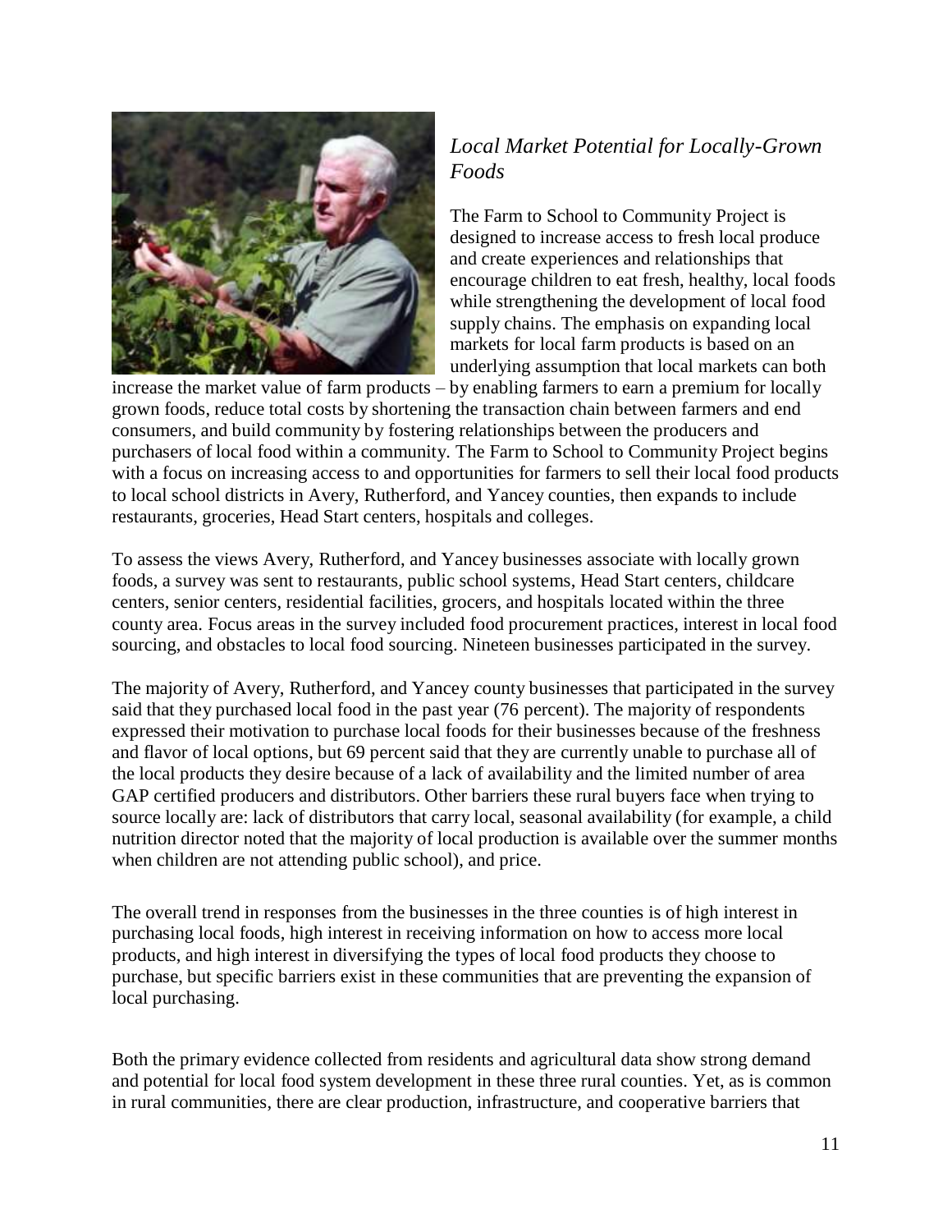## *Local Market Potential for Locally-Grown Foods*

The Farm to School to Community Project is designed to increase access to fresh local produce and create experiences and relationships that encourage children to eat fresh, healthy, local foods while strengthening the development of local food supply chains. The emphasis on expanding local markets for local farm products is based on an underlying assumption that local markets can both increase the market value of farm products – by enabling farmers to earn a premium for locally grown foods, reduce total costs by shortening the transaction chain between farmers and end consumers, and build community by fostering relationships between the producers and purchasers of local food within a community. The Farm to School to Community Project begins with a focus on increasing access to and opportunities for farmers to sell their local food products to local school districts in Avery, Rutherford, and Yancey counties, then expands to include restaurants, groceries, Head Start centers, hospitals and colleges.

To assess the views Avery, Rutherford, and Yancey businesses associate with locally grown foods, a survey was sent to restaurants, public school systems, Head Start centers, childcare centers, senior centers, residential facilities, grocers, and hospitals located within the three county area. Focus areas in the survey included food procurement practices, interest in local food sourcing, and obstacles to local food sourcing. Nineteen businesses participated in the survey.

The majority of Avery, Rutherford, and Yancey county businesses that participated in the survey said that they purchased local food in the past year (76 percent). The majority of respondents expressed their motivation to purchase local foods for their businesses because of the freshness and flavor of local options, but 69 percent said that they are currently unable to purchase all of the local products they desire because of a lack of availability and the limited number of area GAP certified producers and distributors. Other barriers these rural buyers face when trying to source locally are: lack of distributors that carry local, seasonal availability (for example, a child nutrition director noted that the majority of local production is available over the summer months when children are not attending public school), and price.

The overall trend in responses from the businesses in the three counties is of high interest in purchasing local foods, high interest in receiving information on how to access more local products, and high interest in diversifying the types of local food products they choose to purchase, but specific barriers exist in these communities that are preventing the expansion of local purchasing.

Both the primary evidence collected from residents and agricultural data show strong demand and potential for local food system development in these three rural counties. Yet, as is common in rural communities, there are clear production, infrastructure, and cooperative barriers that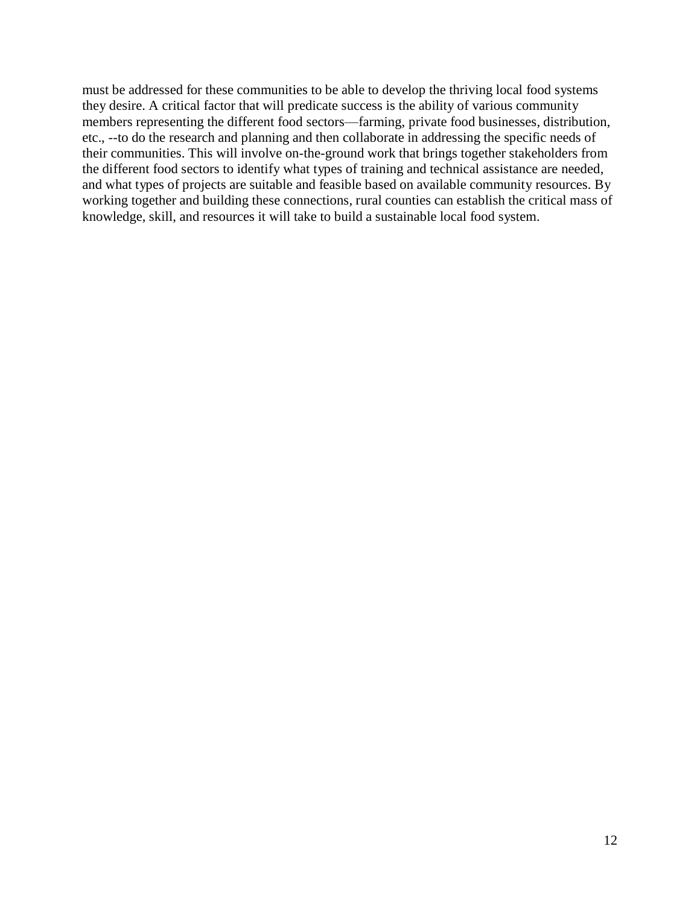must be addressed for these communities to be able to develop the thriving local food systems they desire. A critical factor that will predicate success is the ability of various community members representing the different food sectors—farming, private food businesses, distribution, etc., --to do the research and planning and then collaborate in addressing the specific needs of their communities. This will involve on-the-ground work that brings together stakeholders from the different food sectors to identify what types of training and technical assistance are needed, and what types of projects are suitable and feasible based on available community resources. By working together and building these connections, rural counties can establish the critical mass of knowledge, skill, and resources it will take to build a sustainable local food system.